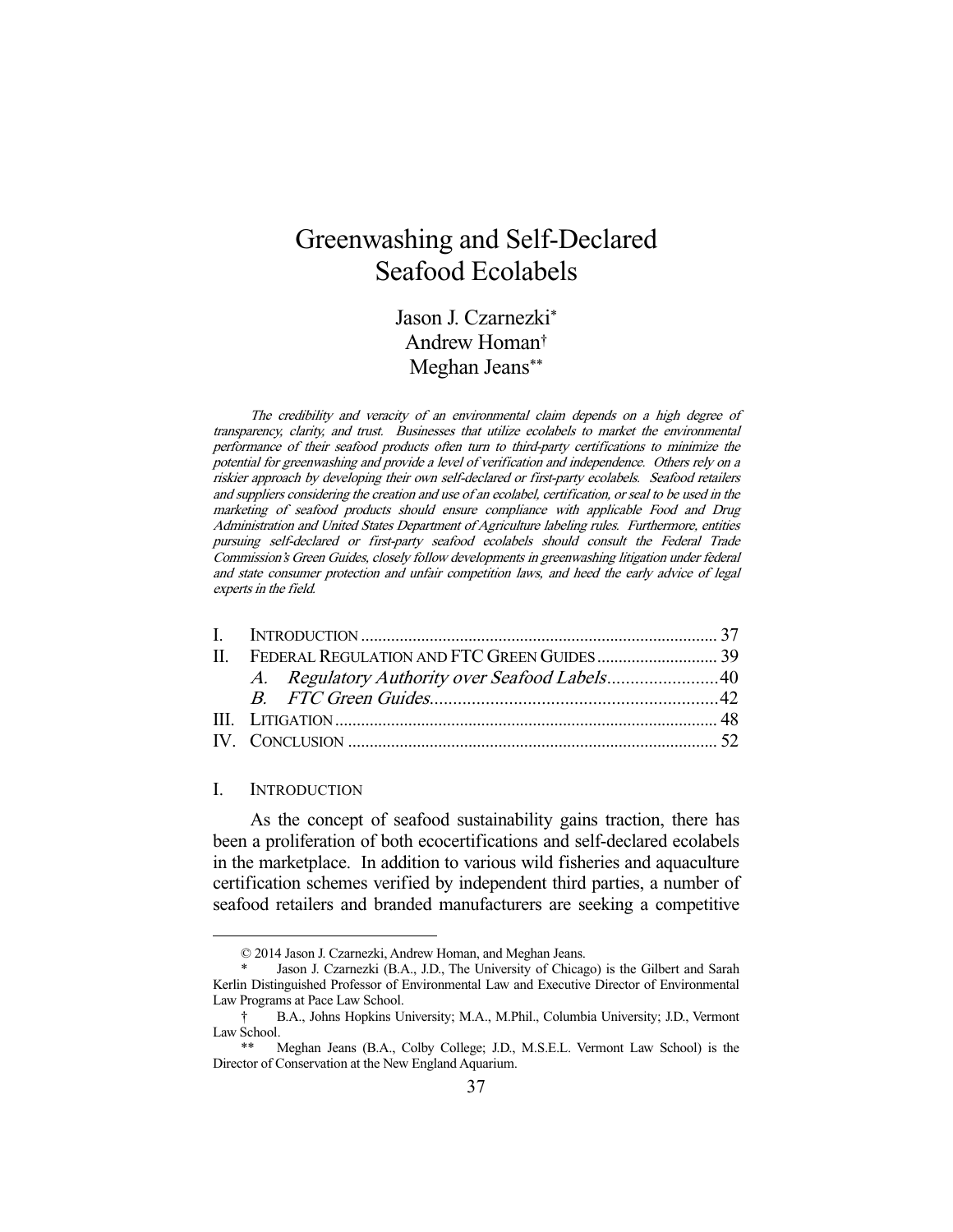# Greenwashing and Self-Declared Seafood Ecolabels

Jason J. Czarnezki*
Andrew Homan†
Meghan Jeans**

*The credibility and veracity of an environmental claim depends on a high degree of transparency, clarity, and trust. Businesses that utilize ecolabels to market the environmental performance of their seafood products often turn to third-party certifications to minimize the potential for greenwashing and provide a level of verification and independence. Others rely on a riskier approach by developing their own self-declared or first-party ecolabels. Seafood retailers and suppliers considering the creation and use of an ecolabel, certification, or seal to be used in the marketing of seafood products should ensure compliance with applicable Food and Drug Administration and United States Department of Agriculture labeling rules. Furthermore, entities pursuing self-declared or first-party seafood ecolabels should consult the Federal Trade Commission's Green Guides, closely follow developments in greenwashing litigation under federal and state consumer protection and unfair competition laws, and heed the early advice of legal experts in the field.*

| | | |
|---|---|---|
| I. | INTRODUCTION | 37 |
| II. | FEDERAL REGULATION AND FTC GREEN GUIDES | 39 |
| | *A. Regulatory Authority over Seafood Labels* | 40 |
| | *B. FTC Green Guides* | 42 |
| III. | LITIGATION | 48 |
| IV. | CONCLUSION | 52 |

## I. INTRODUCTION

As the concept of seafood sustainability gains traction, there has been a proliferation of both ecocertifications and self-declared ecolabels in the marketplace. In addition to various wild fisheries and aquaculture certification schemes verified by independent third parties, a number of seafood retailers and branded manufacturers are seeking a competitive

© 2014 Jason J. Czarnezki, Andrew Homan, and Meghan Jeans.

\* Jason J. Czarnezki (B.A., J.D., The University of Chicago) is the Gilbert and Sarah Kerlin Distinguished Professor of Environmental Law and Executive Director of Environmental Law Programs at Pace Law School.

† B.A., Johns Hopkins University; M.A., M.Phil., Columbia University; J.D., Vermont Law School.

\*\* Meghan Jeans (B.A., Colby College; J.D., M.S.E.L. Vermont Law School) is the Director of Conservation at the New England Aquarium.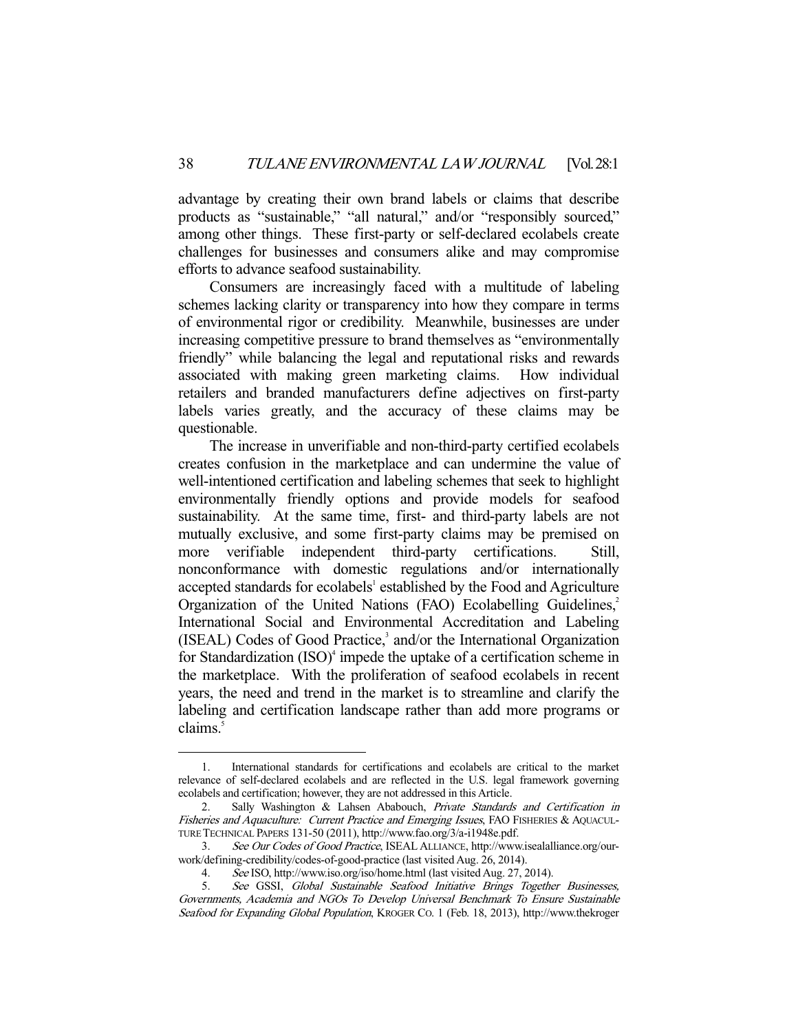advantage by creating their own brand labels or claims that describe products as "sustainable," "all natural," and/or "responsibly sourced," among other things. These first-party or self-declared ecolabels create challenges for businesses and consumers alike and may compromise efforts to advance seafood sustainability.

Consumers are increasingly faced with a multitude of labeling schemes lacking clarity or transparency into how they compare in terms of environmental rigor or credibility. Meanwhile, businesses are under increasing competitive pressure to brand themselves as "environmentally friendly" while balancing the legal and reputational risks and rewards associated with making green marketing claims. How individual retailers and branded manufacturers define adjectives on first-party labels varies greatly, and the accuracy of these claims may be questionable.

The increase in unverifiable and non-third-party certified ecolabels creates confusion in the marketplace and can undermine the value of well-intentioned certification and labeling schemes that seek to highlight environmentally friendly options and provide models for seafood sustainability. At the same time, first- and third-party labels are not mutually exclusive, and some first-party claims may be premised on more verifiable independent third-party certifications. Still, nonconformance with domestic regulations and/or internationally accepted standards for ecolabels[1] established by the Food and Agriculture Organization of the United Nations (FAO) Ecolabelling Guidelines,[2] International Social and Environmental Accreditation and Labeling (ISEAL) Codes of Good Practice,[3] and/or the International Organization for Standardization (ISO)[4] impede the uptake of a certification scheme in the marketplace. With the proliferation of seafood ecolabels in recent years, the need and trend in the market is to streamline and clarify the labeling and certification landscape rather than add more programs or claims.[5]

---

1. International standards for certifications and ecolabels are critical to the market relevance of self-declared ecolabels and are reflected in the U.S. legal framework governing ecolabels and certification; however, they are not addressed in this Article.

2. Sally Washington & Lahsen Ababouch, *Private Standards and Certification in Fisheries and Aquaculture: Current Practice and Emerging Issues*, FAO FISHERIES & AQUACULTURE TECHNICAL PAPERS 131-50 (2011), http://www.fao.org/3/a-i1948e.pdf.

3. *See Our Codes of Good Practice*, ISEAL ALLIANCE, http://www.isealalliance.org/our-work/defining-credibility/codes-of-good-practice (last visited Aug. 26, 2014).

4. *See* ISO, http://www.iso.org/iso/home.html (last visited Aug. 27, 2014).

5. *See* GSSI, *Global Sustainable Seafood Initiative Brings Together Businesses, Governments, Academia and NGOs To Develop Universal Benchmark To Ensure Sustainable Seafood for Expanding Global Population*, KROGER CO. 1 (Feb. 18, 2013), http://www.thekroger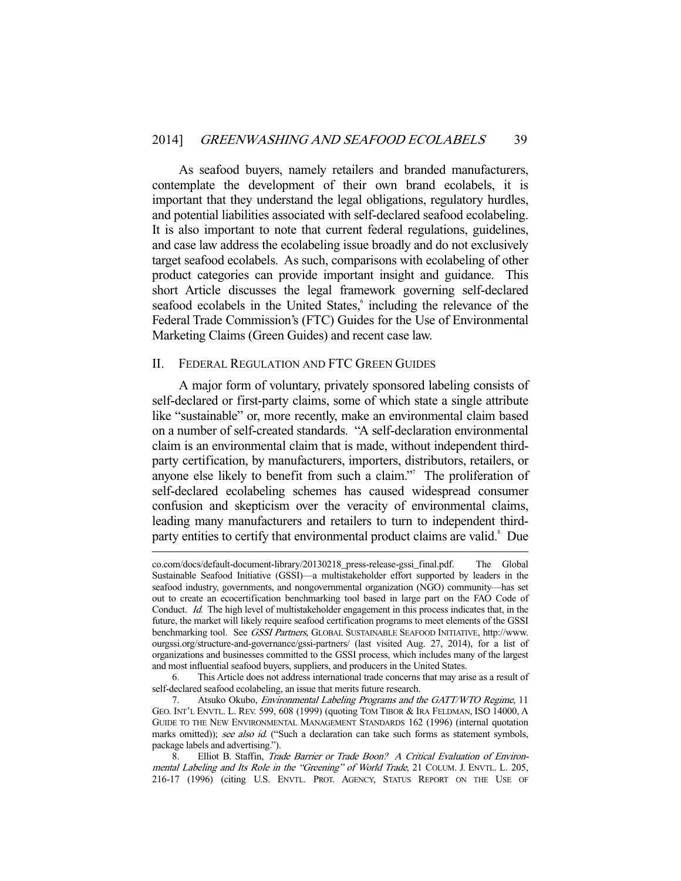As seafood buyers, namely retailers and branded manufacturers, contemplate the development of their own brand ecolabels, it is important that they understand the legal obligations, regulatory hurdles, and potential liabilities associated with self-declared seafood ecolabeling. It is also important to note that current federal regulations, guidelines, and case law address the ecolabeling issue broadly and do not exclusively target seafood ecolabels. As such, comparisons with ecolabeling of other product categories can provide important insight and guidance. This short Article discusses the legal framework governing self-declared seafood ecolabels in the United States,[6] including the relevance of the Federal Trade Commission's (FTC) Guides for the Use of Environmental Marketing Claims (Green Guides) and recent case law.

## II. Federal Regulation and FTC Green Guides

A major form of voluntary, privately sponsored labeling consists of self-declared or first-party claims, some of which state a single attribute like "sustainable" or, more recently, make an environmental claim based on a number of self-created standards. "A self-declaration environmental claim is an environmental claim that is made, without independent third-party certification, by manufacturers, importers, distributors, retailers, or anyone else likely to benefit from such a claim."[7] The proliferation of self-declared ecolabeling schemes has caused widespread consumer confusion and skepticism over the veracity of environmental claims, leading many manufacturers and retailers to turn to independent third-party entities to certify that environmental product claims are valid.[8] Due

---

co.com/docs/default-document-library/20130218_press-release-gssi_final.pdf. The Global Sustainable Seafood Initiative (GSSI)—a multistakeholder effort supported by leaders in the seafood industry, governments, and nongovernmental organization (NGO) community—has set out to create an ecocertification benchmarking tool based in large part on the FAO Code of Conduct. *Id.* The high level of multistakeholder engagement in this process indicates that, in the future, the market will likely require seafood certification programs to meet elements of the GSSI benchmarking tool. See *GSSI Partners*, GLOBAL SUSTAINABLE SEAFOOD INITIATIVE, http://www.ourgssi.org/structure-and-governance/gssi-partners/ (last visited Aug. 27, 2014), for a list of organizations and businesses committed to the GSSI process, which includes many of the largest and most influential seafood buyers, suppliers, and producers in the United States.

6. This Article does not address international trade concerns that may arise as a result of self-declared seafood ecolabeling, an issue that merits future research.

7. Atsuko Okubo, *Environmental Labeling Programs and the GATT/WTO Regime*, 11 GEO. INT'L ENVTL. L. REV. 599, 608 (1999) (quoting TOM TIBOR & IRA FELDMAN, ISO 14000, A GUIDE TO THE NEW ENVIRONMENTAL MANAGEMENT STANDARDS 162 (1996) (internal quotation marks omitted)); *see also id.* ("Such a declaration can take such forms as statement symbols, package labels and advertising.").

8. Elliot B. Staffin, *Trade Barrier or Trade Boon? A Critical Evaluation of Environmental Labeling and Its Role in the "Greening" of World Trade*, 21 COLUM. J. ENVTL. L. 205, 216-17 (1996) (citing U.S. ENVTL. PROT. AGENCY, STATUS REPORT ON THE USE OF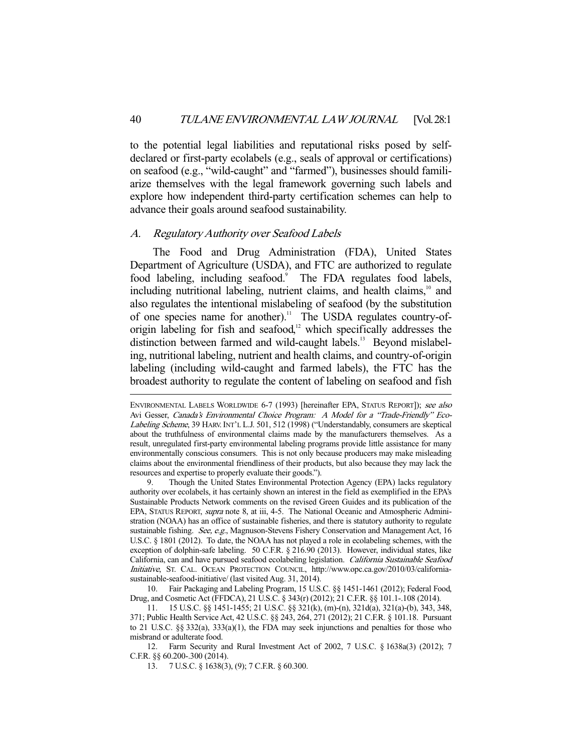to the potential legal liabilities and reputational risks posed by self-declared or first-party ecolabels (e.g., seals of approval or certifications) on seafood (e.g., "wild-caught" and "farmed"), businesses should familiarize themselves with the legal framework governing such labels and explore how independent third-party certification schemes can help to advance their goals around seafood sustainability.

### *A. Regulatory Authority over Seafood Labels*

The Food and Drug Administration (FDA), United States Department of Agriculture (USDA), and FTC are authorized to regulate food labeling, including seafood.[9] The FDA regulates food labels, including nutritional labeling, nutrient claims, and health claims,[10] and also regulates the intentional mislabeling of seafood (by the substitution of one species name for another).[11] The USDA regulates country-of-origin labeling for fish and seafood,[12] which specifically addresses the distinction between farmed and wild-caught labels.[13] Beyond mislabeling, nutritional labeling, nutrient and health claims, and country-of-origin labeling (including wild-caught and farmed labels), the FTC has the broadest authority to regulate the content of labeling on seafood and fish

---

ENVIRONMENTAL LABELS WORLDWIDE 6-7 (1993) [hereinafter EPA, STATUS REPORT]); *see also* Avi Gesser, *Canada's Environmental Choice Program: A Model for a "Trade-Friendly" Eco-Labeling Scheme*, 39 HARV. INT'L L.J. 501, 512 (1998) ("Understandably, consumers are skeptical about the truthfulness of environmental claims made by the manufacturers themselves. As a result, unregulated first-party environmental labeling programs provide little assistance for many environmentally conscious consumers. This is not only because producers may make misleading claims about the environmental friendliness of their products, but also because they may lack the resources and expertise to properly evaluate their goods.").

9. Though the United States Environmental Protection Agency (EPA) lacks regulatory authority over ecolabels, it has certainly shown an interest in the field as exemplified in the EPA's Sustainable Products Network comments on the revised Green Guides and its publication of the EPA, STATUS REPORT, *supra* note 8, at iii, 4-5. The National Oceanic and Atmospheric Administration (NOAA) has an office of sustainable fisheries, and there is statutory authority to regulate sustainable fishing. *See, e.g.*, Magnuson-Stevens Fishery Conservation and Management Act, 16 U.S.C. § 1801 (2012). To date, the NOAA has not played a role in ecolabeling schemes, with the exception of dolphin-safe labeling. 50 C.F.R. § 216.90 (2013). However, individual states, like California, can and have pursued seafood ecolabeling legislation. *California Sustainable Seafood Initiative*, ST. CAL. OCEAN PROTECTION COUNCIL, http://www.opc.ca.gov/2010/03/california-sustainable-seafood-initiative/ (last visited Aug. 31, 2014).

10. Fair Packaging and Labeling Program, 15 U.S.C. §§ 1451-1461 (2012); Federal Food, Drug, and Cosmetic Act (FFDCA), 21 U.S.C. § 343(r) (2012); 21 C.F.R. §§ 101.1-.108 (2014).

11. 15 U.S.C. §§ 1451-1455; 21 U.S.C. §§ 321(k), (m)-(n), 321d(a), 321(a)-(b), 343, 348, 371; Public Health Service Act, 42 U.S.C. §§ 243, 264, 271 (2012); 21 C.F.R. § 101.18. Pursuant to 21 U.S.C. §§ 332(a), 333(a)(1), the FDA may seek injunctions and penalties for those who misbrand or adulterate food.

12. Farm Security and Rural Investment Act of 2002, 7 U.S.C. § 1638a(3) (2012); 7 C.F.R. §§ 60.200-.300 (2014).

13. 7 U.S.C. § 1638(3), (9); 7 C.F.R. § 60.300.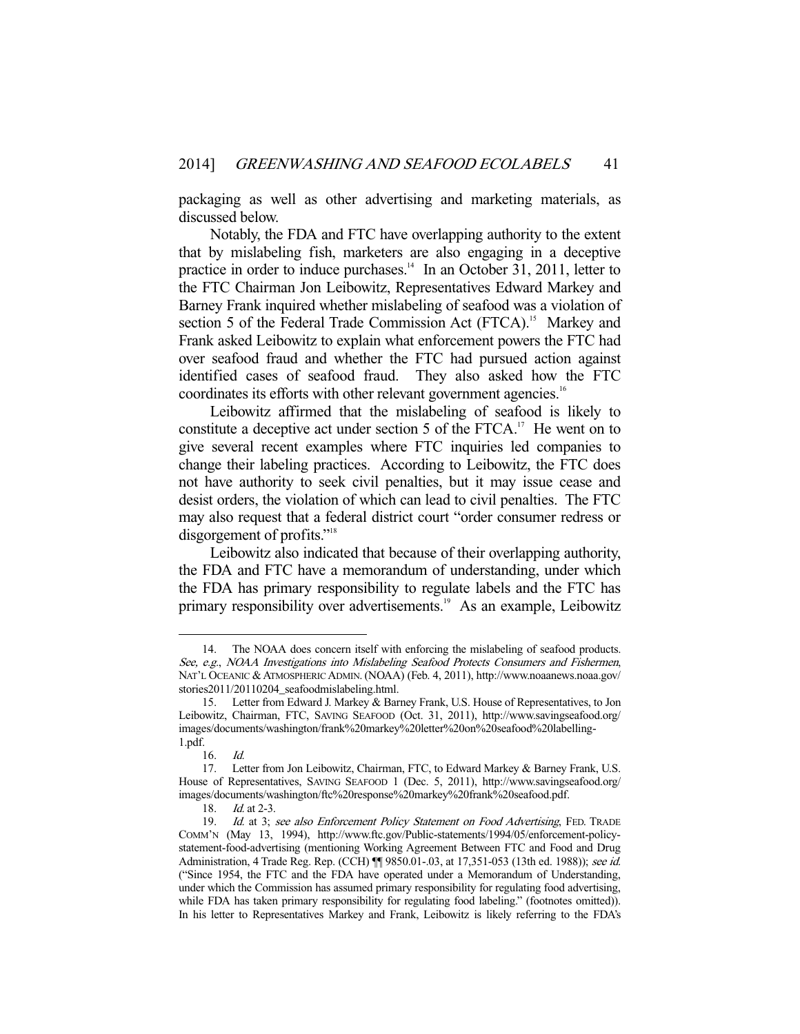packaging as well as other advertising and marketing materials, as discussed below.

Notably, the FDA and FTC have overlapping authority to the extent that by mislabeling fish, marketers are also engaging in a deceptive practice in order to induce purchases.[14] In an October 31, 2011, letter to the FTC Chairman Jon Leibowitz, Representatives Edward Markey and Barney Frank inquired whether mislabeling of seafood was a violation of section 5 of the Federal Trade Commission Act (FTCA).[15] Markey and Frank asked Leibowitz to explain what enforcement powers the FTC had over seafood fraud and whether the FTC had pursued action against identified cases of seafood fraud. They also asked how the FTC coordinates its efforts with other relevant government agencies.[16]

Leibowitz affirmed that the mislabeling of seafood is likely to constitute a deceptive act under section 5 of the FTCA.[17] He went on to give several recent examples where FTC inquiries led companies to change their labeling practices. According to Leibowitz, the FTC does not have authority to seek civil penalties, but it may issue cease and desist orders, the violation of which can lead to civil penalties. The FTC may also request that a federal district court "order consumer redress or disgorgement of profits."[18]

Leibowitz also indicated that because of their overlapping authority, the FDA and FTC have a memorandum of understanding, under which the FDA has primary responsibility to regulate labels and the FTC has primary responsibility over advertisements.[19] As an example, Leibowitz

---

14. The NOAA does concern itself with enforcing the mislabeling of seafood products. *See, e.g.*, *NOAA Investigations into Mislabeling Seafood Protects Consumers and Fishermen*, NAT'L OCEANIC & ATMOSPHERIC ADMIN. (NOAA) (Feb. 4, 2011), http://www.noaanews.noaa.gov/stories2011/20110204_seafoodmislabeling.html.

15. Letter from Edward J. Markey & Barney Frank, U.S. House of Representatives, to Jon Leibowitz, Chairman, FTC, SAVING SEAFOOD (Oct. 31, 2011), http://www.savingseafood.org/images/documents/washington/frank%20markey%20letter%20on%20seafood%20labelling-1.pdf.

16. *Id.*

17. Letter from Jon Leibowitz, Chairman, FTC, to Edward Markey & Barney Frank, U.S. House of Representatives, SAVING SEAFOOD 1 (Dec. 5, 2011), http://www.savingseafood.org/images/documents/washington/ftc%20response%20markey%20frank%20seafood.pdf.

18. *Id.* at 2-3.

19. *Id.* at 3; *see also Enforcement Policy Statement on Food Advertising*, FED. TRADE COMM'N (May 13, 1994), http://www.ftc.gov/Public-statements/1994/05/enforcement-policy-statement-food-advertising (mentioning Working Agreement Between FTC and Food and Drug Administration, 4 Trade Reg. Rep. (CCH) ¶¶ 9850.01-.03, at 17,351-053 (13th ed. 1988)); *see id.* ("Since 1954, the FTC and the FDA have operated under a Memorandum of Understanding, under which the Commission has assumed primary responsibility for regulating food advertising, while FDA has taken primary responsibility for regulating food labeling." (footnotes omitted)). In his letter to Representatives Markey and Frank, Leibowitz is likely referring to the FDA's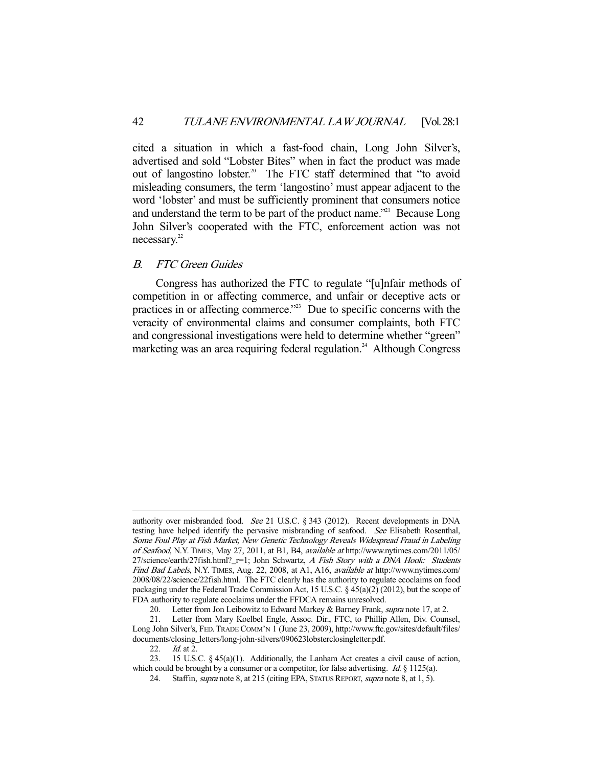cited a situation in which a fast-food chain, Long John Silver's, advertised and sold "Lobster Bites" when in fact the product was made out of langostino lobster.[20] The FTC staff determined that "to avoid misleading consumers, the term 'langostino' must appear adjacent to the word 'lobster' and must be sufficiently prominent that consumers notice and understand the term to be part of the product name."[21] Because Long John Silver's cooperated with the FTC, enforcement action was not necessary.[22]

### *B. FTC Green Guides*

Congress has authorized the FTC to regulate "[u]nfair methods of competition in or affecting commerce, and unfair or deceptive acts or practices in or affecting commerce."[23] Due to specific concerns with the veracity of environmental claims and consumer complaints, both FTC and congressional investigations were held to determine whether "green" marketing was an area requiring federal regulation.[24] Although Congress

---

authority over misbranded food. *See* 21 U.S.C. § 343 (2012). Recent developments in DNA testing have helped identify the pervasive misbranding of seafood. *See* Elisabeth Rosenthal, *Some Foul Play at Fish Market, New Genetic Technology Reveals Widespread Fraud in Labeling of Seafood*, N.Y. TIMES, May 27, 2011, at B1, B4, *available at* http://www.nytimes.com/2011/05/27/science/earth/27fish.html?_r=1; John Schwartz, *A Fish Story with a DNA Hook: Students Find Bad Labels*, N.Y. TIMES, Aug. 22, 2008, at A1, A16, *available at* http://www.nytimes.com/2008/08/22/science/22fish.html. The FTC clearly has the authority to regulate ecoclaims on food packaging under the Federal Trade Commission Act, 15 U.S.C. § 45(a)(2) (2012), but the scope of FDA authority to regulate ecoclaims under the FFDCA remains unresolved.

20. Letter from Jon Leibowitz to Edward Markey & Barney Frank, *supra* note 17, at 2.

21. Letter from Mary Koelbel Engle, Assoc. Dir., FTC, to Phillip Allen, Div. Counsel, Long John Silver's, FED. TRADE COMM'N 1 (June 23, 2009), http://www.ftc.gov/sites/default/files/documents/closing_letters/long-john-silvers/090623lobsterclosingletter.pdf.

22. *Id.* at 2.

23. 15 U.S.C. § 45(a)(1). Additionally, the Lanham Act creates a civil cause of action, which could be brought by a consumer or a competitor, for false advertising. *Id.* § 1125(a).

24. Staffin, *supra* note 8, at 215 (citing EPA, STATUS REPORT, *supra* note 8, at 1, 5).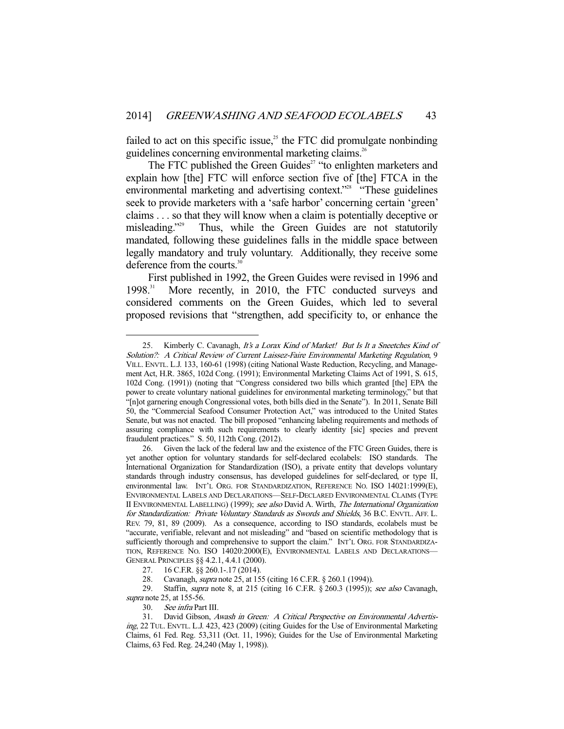failed to act on this specific issue,[25] the FTC did promulgate nonbinding guidelines concerning environmental marketing claims.[26]

The FTC published the Green Guides[27] "to enlighten marketers and explain how [the] FTC will enforce section five of [the] FTCA in the environmental marketing and advertising context."[28] "These guidelines seek to provide marketers with a 'safe harbor' concerning certain 'green' claims . . . so that they will know when a claim is potentially deceptive or misleading."[29] Thus, while the Green Guides are not statutorily mandated, following these guidelines falls in the middle space between legally mandatory and truly voluntary. Additionally, they receive some deference from the courts.[30]

First published in 1992, the Green Guides were revised in 1996 and 1998.[31] More recently, in 2010, the FTC conducted surveys and considered comments on the Green Guides, which led to several proposed revisions that "strengthen, add specificity to, or enhance the

---

25. Kimberly C. Cavanagh, *It's a Lorax Kind of Market! But Is It a Sneetches Kind of Solution?: A Critical Review of Current Laissez-Faire Environmental Marketing Regulation*, 9 VILL. ENVTL. L.J. 133, 160-61 (1998) (citing National Waste Reduction, Recycling, and Management Act, H.R. 3865, 102d Cong. (1991); Environmental Marketing Claims Act of 1991, S. 615, 102d Cong. (1991)) (noting that "Congress considered two bills which granted [the] EPA the power to create voluntary national guidelines for environmental marketing terminology," but that "[n]ot garnering enough Congressional votes, both bills died in the Senate"). In 2011, Senate Bill 50, the "Commercial Seafood Consumer Protection Act," was introduced to the United States Senate, but was not enacted. The bill proposed "enhancing labeling requirements and methods of assuring compliance with such requirements to clearly identity [sic] species and prevent fraudulent practices." S. 50, 112th Cong. (2012).

26. Given the lack of the federal law and the existence of the FTC Green Guides, there is yet another option for voluntary standards for self-declared ecolabels: ISO standards. The International Organization for Standardization (ISO), a private entity that develops voluntary standards through industry consensus, has developed guidelines for self-declared, or type II, environmental law. INT'L ORG. FOR STANDARDIZATION, REFERENCE NO. ISO 14021:1999(E), ENVIRONMENTAL LABELS AND DECLARATIONS—SELF-DECLARED ENVIRONMENTAL CLAIMS (TYPE II ENVIRONMENTAL LABELLING) (1999); *see also* David A. Wirth, *The International Organization for Standardization: Private Voluntary Standards as Swords and Shields*, 36 B.C. ENVTL. AFF. L. REV. 79, 81, 89 (2009). As a consequence, according to ISO standards, ecolabels must be "accurate, verifiable, relevant and not misleading" and "based on scientific methodology that is sufficiently thorough and comprehensive to support the claim." INT'L ORG. FOR STANDARDIZATION, REFERENCE NO. ISO 14020:2000(E), ENVIRONMENTAL LABELS AND DECLARATIONS—GENERAL PRINCIPLES §§ 4.2.1, 4.4.1 (2000).

27. 16 C.F.R. §§ 260.1-.17 (2014).

28. Cavanagh, *supra* note 25, at 155 (citing 16 C.F.R. § 260.1 (1994)).

29. Staffin, *supra* note 8, at 215 (citing 16 C.F.R. § 260.3 (1995)); *see also* Cavanagh, *supra* note 25, at 155-56.

30. *See infra* Part III.

31. David Gibson, *Awash in Green: A Critical Perspective on Environmental Advertising*, 22 TUL. ENVTL. L.J. 423, 423 (2009) (citing Guides for the Use of Environmental Marketing Claims, 61 Fed. Reg. 53,311 (Oct. 11, 1996); Guides for the Use of Environmental Marketing Claims, 63 Fed. Reg. 24,240 (May 1, 1998)).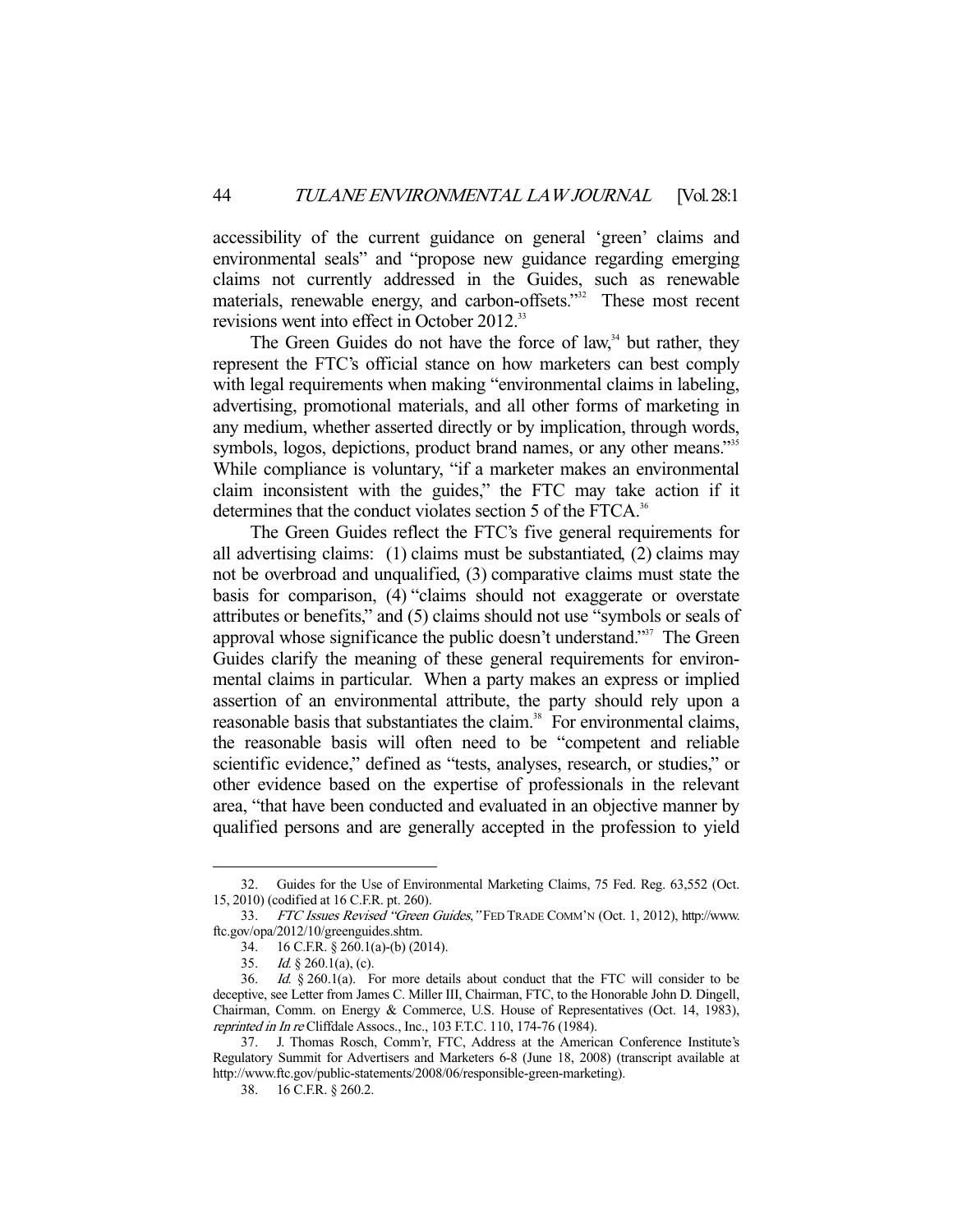accessibility of the current guidance on general 'green' claims and environmental seals" and "propose new guidance regarding emerging claims not currently addressed in the Guides, such as renewable materials, renewable energy, and carbon-offsets."[32] These most recent revisions went into effect in October 2012.[33]

The Green Guides do not have the force of law,[34] but rather, they represent the FTC's official stance on how marketers can best comply with legal requirements when making "environmental claims in labeling, advertising, promotional materials, and all other forms of marketing in any medium, whether asserted directly or by implication, through words, symbols, logos, depictions, product brand names, or any other means."[35] While compliance is voluntary, "if a marketer makes an environmental claim inconsistent with the guides," the FTC may take action if it determines that the conduct violates section 5 of the FTCA.[36]

The Green Guides reflect the FTC's five general requirements for all advertising claims: (1) claims must be substantiated, (2) claims may not be overbroad and unqualified, (3) comparative claims must state the basis for comparison, (4) "claims should not exaggerate or overstate attributes or benefits," and (5) claims should not use "symbols or seals of approval whose significance the public doesn't understand."[37] The Green Guides clarify the meaning of these general requirements for environmental claims in particular. When a party makes an express or implied assertion of an environmental attribute, the party should rely upon a reasonable basis that substantiates the claim.[38] For environmental claims, the reasonable basis will often need to be "competent and reliable scientific evidence," defined as "tests, analyses, research, or studies," or other evidence based on the expertise of professionals in the relevant area, "that have been conducted and evaluated in an objective manner by qualified persons and are generally accepted in the profession to yield

---

32. Guides for the Use of Environmental Marketing Claims, 75 Fed. Reg. 63,552 (Oct. 15, 2010) (codified at 16 C.F.R. pt. 260).

33. *FTC Issues Revised "Green Guides*,*"* FED TRADE COMM'N (Oct. 1, 2012), http://www.ftc.gov/opa/2012/10/greenguides.shtm.

34. 16 C.F.R. § 260.1(a)-(b) (2014).

35. *Id.* § 260.1(a), (c).

36. *Id.* § 260.1(a). For more details about conduct that the FTC will consider to be deceptive, see Letter from James C. Miller III, Chairman, FTC, to the Honorable John D. Dingell, Chairman, Comm. on Energy & Commerce, U.S. House of Representatives (Oct. 14, 1983), *reprinted in In re* Cliffdale Assocs., Inc., 103 F.T.C. 110, 174-76 (1984).

37. J. Thomas Rosch, Comm'r, FTC, Address at the American Conference Institute's Regulatory Summit for Advertisers and Marketers 6-8 (June 18, 2008) (transcript available at http://www.ftc.gov/public-statements/2008/06/responsible-green-marketing).

38. 16 C.F.R. § 260.2.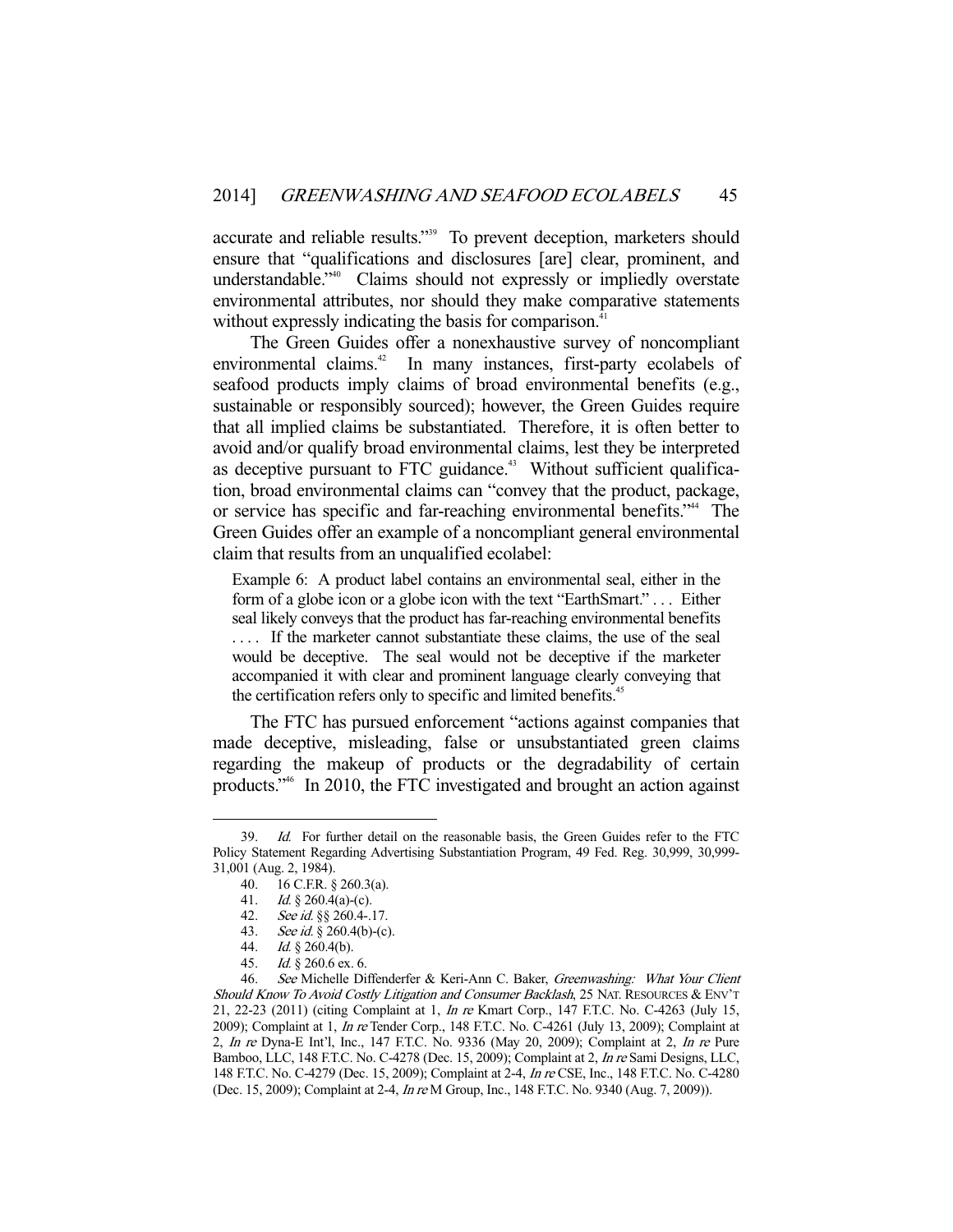accurate and reliable results."[39] To prevent deception, marketers should ensure that "qualifications and disclosures [are] clear, prominent, and understandable."[40] Claims should not expressly or impliedly overstate environmental attributes, nor should they make comparative statements without expressly indicating the basis for comparison.[41]

The Green Guides offer a nonexhaustive survey of noncompliant environmental claims.[42] In many instances, first-party ecolabels of seafood products imply claims of broad environmental benefits (e.g., sustainable or responsibly sourced); however, the Green Guides require that all implied claims be substantiated. Therefore, it is often better to avoid and/or qualify broad environmental claims, lest they be interpreted as deceptive pursuant to FTC guidance.[43] Without sufficient qualification, broad environmental claims can "convey that the product, package, or service has specific and far-reaching environmental benefits."[44] The Green Guides offer an example of a noncompliant general environmental claim that results from an unqualified ecolabel:

> Example 6: A product label contains an environmental seal, either in the form of a globe icon or a globe icon with the text "EarthSmart." . . . Either seal likely conveys that the product has far-reaching environmental benefits . . . . If the marketer cannot substantiate these claims, the use of the seal would be deceptive. The seal would not be deceptive if the marketer accompanied it with clear and prominent language clearly conveying that the certification refers only to specific and limited benefits.[45]

The FTC has pursued enforcement "actions against companies that made deceptive, misleading, false or unsubstantiated green claims regarding the makeup of products or the degradability of certain products."[46] In 2010, the FTC investigated and brought an action against

---

39. *Id.* For further detail on the reasonable basis, the Green Guides refer to the FTC Policy Statement Regarding Advertising Substantiation Program, 49 Fed. Reg. 30,999, 30,999-31,001 (Aug. 2, 1984).

40. 16 C.F.R. § 260.3(a).

41. *Id.* § 260.4(a)-(c).

42. *See id.* §§ 260.4-.17.

43. *See id.* § 260.4(b)-(c).

44. *Id.* § 260.4(b).

45. *Id.* § 260.6 ex. 6.

46. *See* Michelle Diffenderfer & Keri-Ann C. Baker, *Greenwashing: What Your Client Should Know To Avoid Costly Litigation and Consumer Backlash*, 25 NAT. RESOURCES & ENV'T 21, 22-23 (2011) (citing Complaint at 1, *In re* Kmart Corp., 147 F.T.C. No. C-4263 (July 15, 2009); Complaint at 1, *In re* Tender Corp., 148 F.T.C. No. C-4261 (July 13, 2009); Complaint at 2, *In re* Dyna-E Int'l, Inc., 147 F.T.C. No. 9336 (May 20, 2009); Complaint at 2, *In re* Pure Bamboo, LLC, 148 F.T.C. No. C-4278 (Dec. 15, 2009); Complaint at 2, *In re* Sami Designs, LLC, 148 F.T.C. No. C-4279 (Dec. 15, 2009); Complaint at 2-4, *In re* CSE, Inc., 148 F.T.C. No. C-4280 (Dec. 15, 2009); Complaint at 2-4, *In re* M Group, Inc., 148 F.T.C. No. 9340 (Aug. 7, 2009)).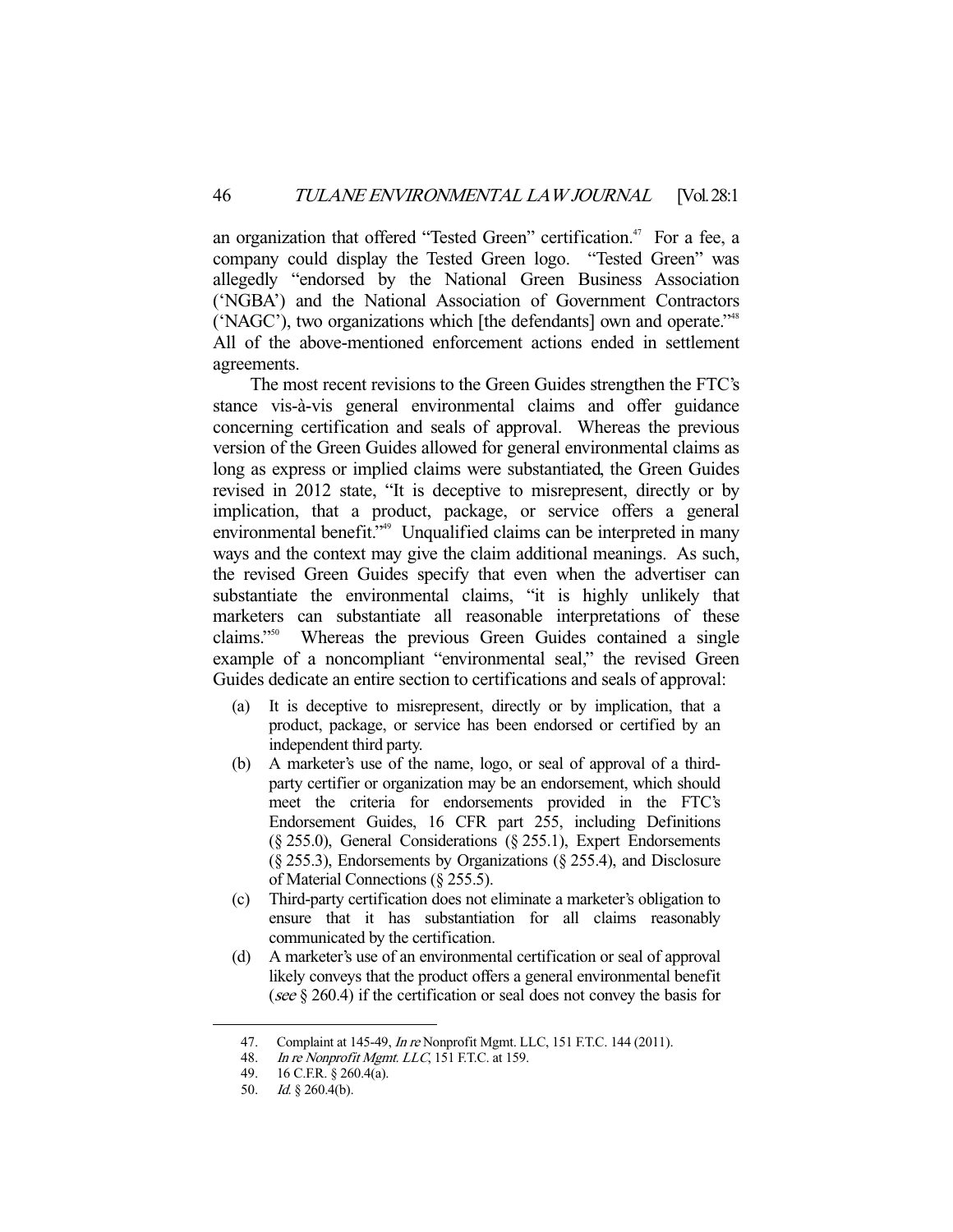an organization that offered "Tested Green" certification.[47] For a fee, a company could display the Tested Green logo. "Tested Green" was allegedly "endorsed by the National Green Business Association ('NGBA') and the National Association of Government Contractors ('NAGC'), two organizations which [the defendants] own and operate."[48] All of the above-mentioned enforcement actions ended in settlement agreements.

The most recent revisions to the Green Guides strengthen the FTC's stance vis-à-vis general environmental claims and offer guidance concerning certification and seals of approval. Whereas the previous version of the Green Guides allowed for general environmental claims as long as express or implied claims were substantiated, the Green Guides revised in 2012 state, "It is deceptive to misrepresent, directly or by implication, that a product, package, or service offers a general environmental benefit."[49] Unqualified claims can be interpreted in many ways and the context may give the claim additional meanings. As such, the revised Green Guides specify that even when the advertiser can substantiate the environmental claims, "it is highly unlikely that marketers can substantiate all reasonable interpretations of these claims."[50] Whereas the previous Green Guides contained a single example of a noncompliant "environmental seal," the revised Green Guides dedicate an entire section to certifications and seals of approval:

> (a) It is deceptive to misrepresent, directly or by implication, that a product, package, or service has been endorsed or certified by an independent third party.
>
> (b) A marketer's use of the name, logo, or seal of approval of a third-party certifier or organization may be an endorsement, which should meet the criteria for endorsements provided in the FTC's Endorsement Guides, 16 CFR part 255, including Definitions (§ 255.0), General Considerations (§ 255.1), Expert Endorsements (§ 255.3), Endorsements by Organizations (§ 255.4), and Disclosure of Material Connections (§ 255.5).
>
> (c) Third-party certification does not eliminate a marketer's obligation to ensure that it has substantiation for all claims reasonably communicated by the certification.
>
> (d) A marketer's use of an environmental certification or seal of approval likely conveys that the product offers a general environmental benefit (*see* § 260.4) if the certification or seal does not convey the basis for

---

47. Complaint at 145-49, *In re* Nonprofit Mgmt. LLC, 151 F.T.C. 144 (2011).

48. *In re Nonprofit Mgmt. LLC*, 151 F.T.C. at 159.

49. 16 C.F.R. § 260.4(a).

50. *Id.* § 260.4(b).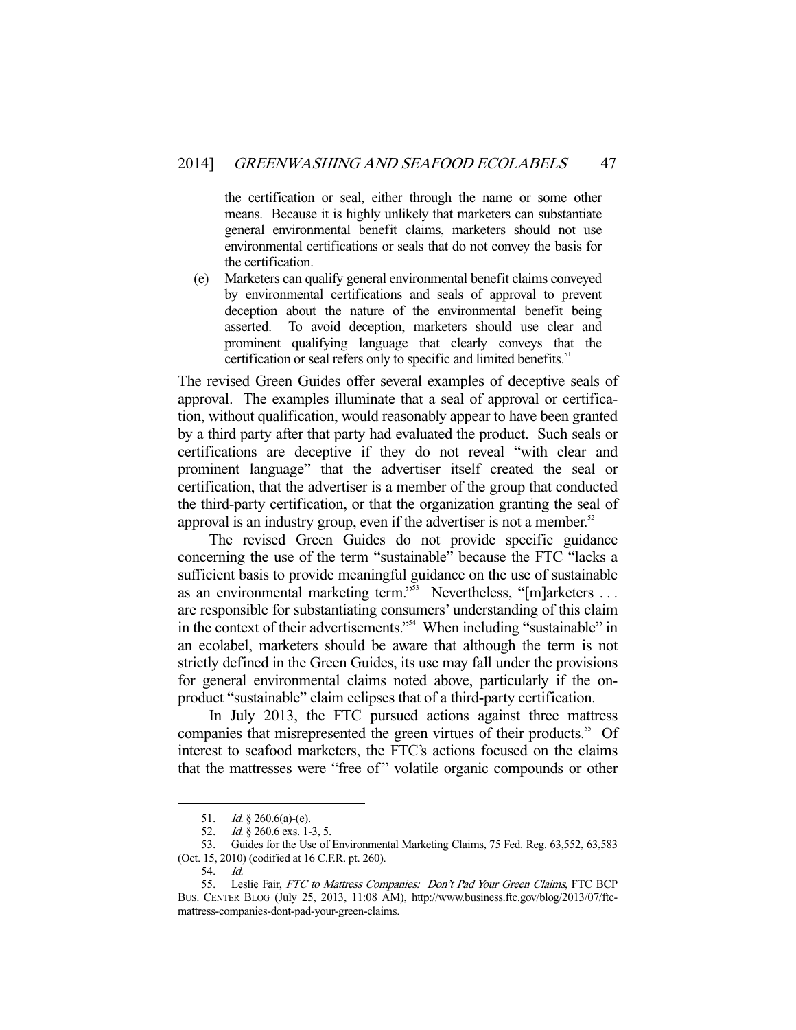> the certification or seal, either through the name or some other means. Because it is highly unlikely that marketers can substantiate general environmental benefit claims, marketers should not use environmental certifications or seals that do not convey the basis for the certification.
>
> (e) Marketers can qualify general environmental benefit claims conveyed by environmental certifications and seals of approval to prevent deception about the nature of the environmental benefit being asserted. To avoid deception, marketers should use clear and prominent qualifying language that clearly conveys that the certification or seal refers only to specific and limited benefits.[51]

The revised Green Guides offer several examples of deceptive seals of approval. The examples illuminate that a seal of approval or certification, without qualification, would reasonably appear to have been granted by a third party after that party had evaluated the product. Such seals or certifications are deceptive if they do not reveal "with clear and prominent language" that the advertiser itself created the seal or certification, that the advertiser is a member of the group that conducted the third-party certification, or that the organization granting the seal of approval is an industry group, even if the advertiser is not a member.[52]

The revised Green Guides do not provide specific guidance concerning the use of the term "sustainable" because the FTC "lacks a sufficient basis to provide meaningful guidance on the use of sustainable as an environmental marketing term."[53] Nevertheless, "[m]arketers . . . are responsible for substantiating consumers' understanding of this claim in the context of their advertisements."[54] When including "sustainable" in an ecolabel, marketers should be aware that although the term is not strictly defined in the Green Guides, its use may fall under the provisions for general environmental claims noted above, particularly if the on-product "sustainable" claim eclipses that of a third-party certification.

In July 2013, the FTC pursued actions against three mattress companies that misrepresented the green virtues of their products.[55] Of interest to seafood marketers, the FTC's actions focused on the claims that the mattresses were "free of" volatile organic compounds or other

---

51. *Id.* § 260.6(a)-(e).

52. *Id.* § 260.6 exs. 1-3, 5.

53. Guides for the Use of Environmental Marketing Claims, 75 Fed. Reg. 63,552, 63,583 (Oct. 15, 2010) (codified at 16 C.F.R. pt. 260).

54. *Id.*

55. Leslie Fair, *FTC to Mattress Companies: Don't Pad Your Green Claims*, FTC BCP BUS. CENTER BLOG (July 25, 2013, 11:08 AM), http://www.business.ftc.gov/blog/2013/07/ftc-mattress-companies-dont-pad-your-green-claims.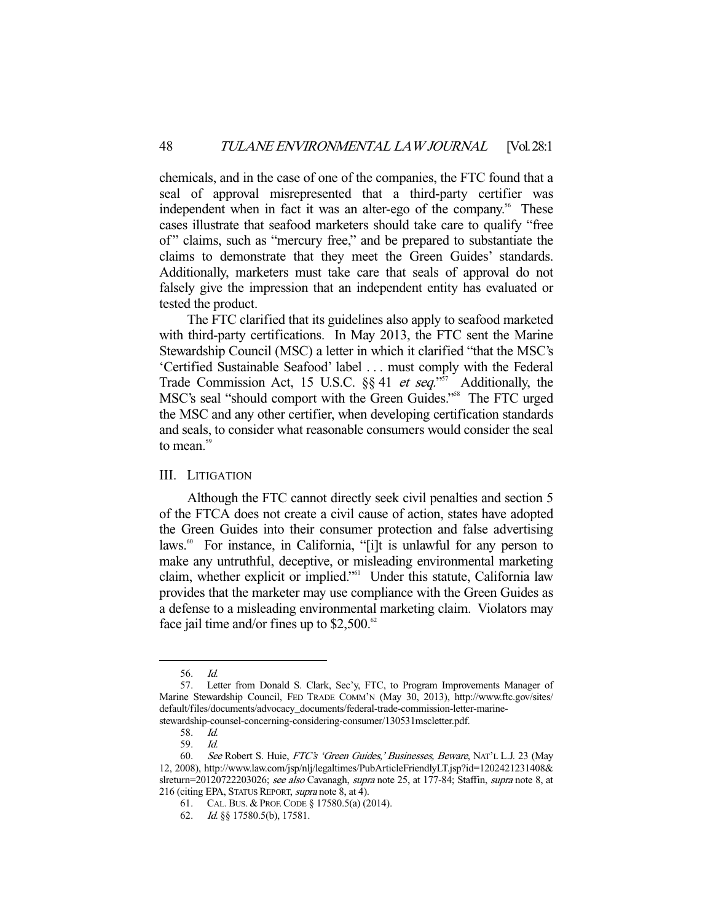chemicals, and in the case of one of the companies, the FTC found that a seal of approval misrepresented that a third-party certifier was independent when in fact it was an alter-ego of the company.[56] These cases illustrate that seafood marketers should take care to qualify "free of" claims, such as "mercury free," and be prepared to substantiate the claims to demonstrate that they meet the Green Guides' standards. Additionally, marketers must take care that seals of approval do not falsely give the impression that an independent entity has evaluated or tested the product.

The FTC clarified that its guidelines also apply to seafood marketed with third-party certifications. In May 2013, the FTC sent the Marine Stewardship Council (MSC) a letter in which it clarified "that the MSC's 'Certified Sustainable Seafood' label . . . must comply with the Federal Trade Commission Act, 15 U.S.C. §§ 41 *et seq.*"[57] Additionally, the MSC's seal "should comport with the Green Guides."[58] The FTC urged the MSC and any other certifier, when developing certification standards and seals, to consider what reasonable consumers would consider the seal to mean.[59]

## III. Litigation

Although the FTC cannot directly seek civil penalties and section 5 of the FTCA does not create a civil cause of action, states have adopted the Green Guides into their consumer protection and false advertising laws.[60] For instance, in California, "[i]t is unlawful for any person to make any untruthful, deceptive, or misleading environmental marketing claim, whether explicit or implied."[61] Under this statute, California law provides that the marketer may use compliance with the Green Guides as a defense to a misleading environmental marketing claim. Violators may face jail time and/or fines up to $2,500.[62]

---

56. *Id.*

57. Letter from Donald S. Clark, Sec'y, FTC, to Program Improvements Manager of Marine Stewardship Council, FED TRADE COMM'N (May 30, 2013), http://www.ftc.gov/sites/default/files/documents/advocacy_documents/federal-trade-commission-letter-marine-stewardship-counsel-concerning-considering-consumer/130531mscletter.pdf.

58. *Id.*

59. *Id.*

60. *See* Robert S. Huie, *FTC's 'Green Guides,' Businesses, Beware*, NAT'L L.J. 23 (May 12, 2008), http://www.law.com/jsp/nlj/legaltimes/PubArticleFriendlyLT.jsp?id=1202421231408&slreturn=20120722203026; *see also* Cavanagh, *supra* note 25, at 177-84; Staffin, *supra* note 8, at 216 (citing EPA, STATUS REPORT, *supra* note 8, at 4).

61. CAL. BUS. & PROF. CODE § 17580.5(a) (2014).

62. *Id.* §§ 17580.5(b), 17581.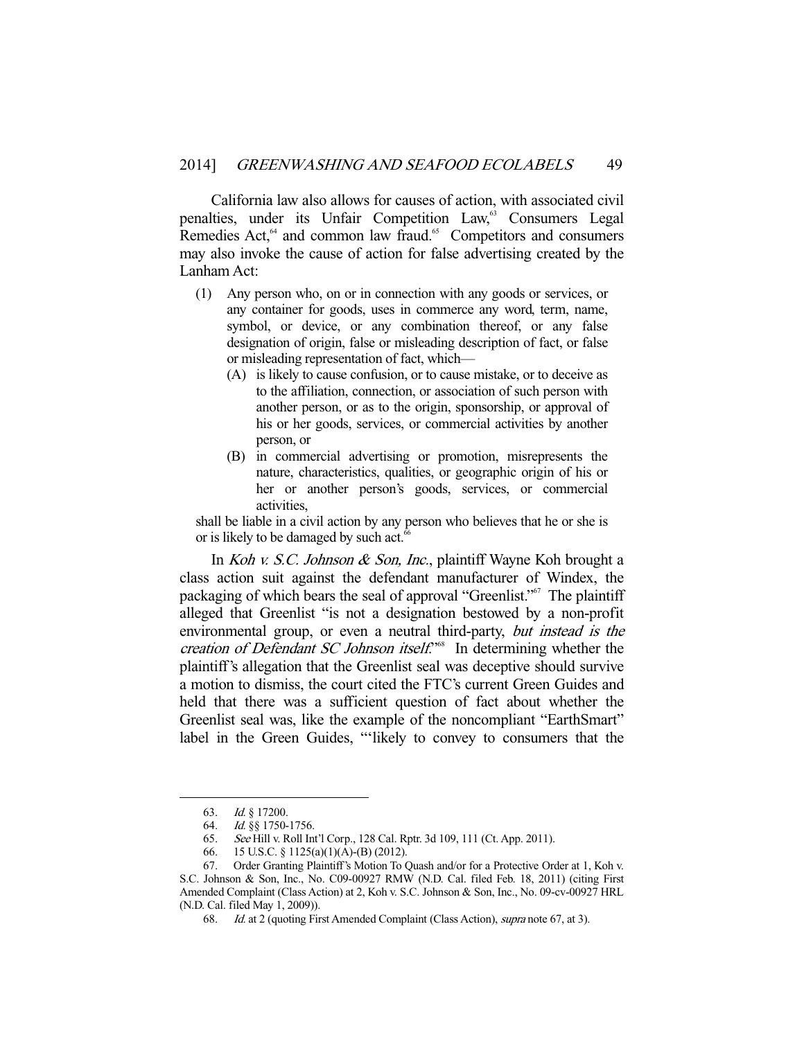California law also allows for causes of action, with associated civil penalties, under its Unfair Competition Law,[63] Consumers Legal Remedies Act,[64] and common law fraud.[65] Competitors and consumers may also invoke the cause of action for false advertising created by the Lanham Act:

> (1) Any person who, on or in connection with any goods or services, or any container for goods, uses in commerce any word, term, name, symbol, or device, or any combination thereof, or any false designation of origin, false or misleading description of fact, or false or misleading representation of fact, which—
>
> (A) is likely to cause confusion, or to cause mistake, or to deceive as to the affiliation, connection, or association of such person with another person, or as to the origin, sponsorship, or approval of his or her goods, services, or commercial activities by another person, or
>
> (B) in commercial advertising or promotion, misrepresents the nature, characteristics, qualities, or geographic origin of his or her or another person's goods, services, or commercial activities,
>
> shall be liable in a civil action by any person who believes that he or she is or is likely to be damaged by such act.[66]

In *Koh v. S.C. Johnson & Son, Inc.*, plaintiff Wayne Koh brought a class action suit against the defendant manufacturer of Windex, the packaging of which bears the seal of approval "Greenlist."[67] The plaintiff alleged that Greenlist "is not a designation bestowed by a non-profit environmental group, or even a neutral third-party, *but instead is the creation of Defendant SC Johnson itself*."[68] In determining whether the plaintiff's allegation that the Greenlist seal was deceptive should survive a motion to dismiss, the court cited the FTC's current Green Guides and held that there was a sufficient question of fact about whether the Greenlist seal was, like the example of the noncompliant "EarthSmart" label in the Green Guides, "'likely to convey to consumers that the

---

63. *Id.* § 17200.

64. *Id.* §§ 1750-1756.

65. *See* Hill v. Roll Int'l Corp., 128 Cal. Rptr. 3d 109, 111 (Ct. App. 2011).

66. 15 U.S.C. § 1125(a)(1)(A)-(B) (2012).

67. Order Granting Plaintiff's Motion To Quash and/or for a Protective Order at 1, Koh v. S.C. Johnson & Son, Inc., No. C09-00927 RMW (N.D. Cal. filed Feb. 18, 2011) (citing First Amended Complaint (Class Action) at 2, Koh v. S.C. Johnson & Son, Inc., No. 09-cv-00927 HRL (N.D. Cal. filed May 1, 2009)).

68. *Id.* at 2 (quoting First Amended Complaint (Class Action), *supra* note 67, at 3).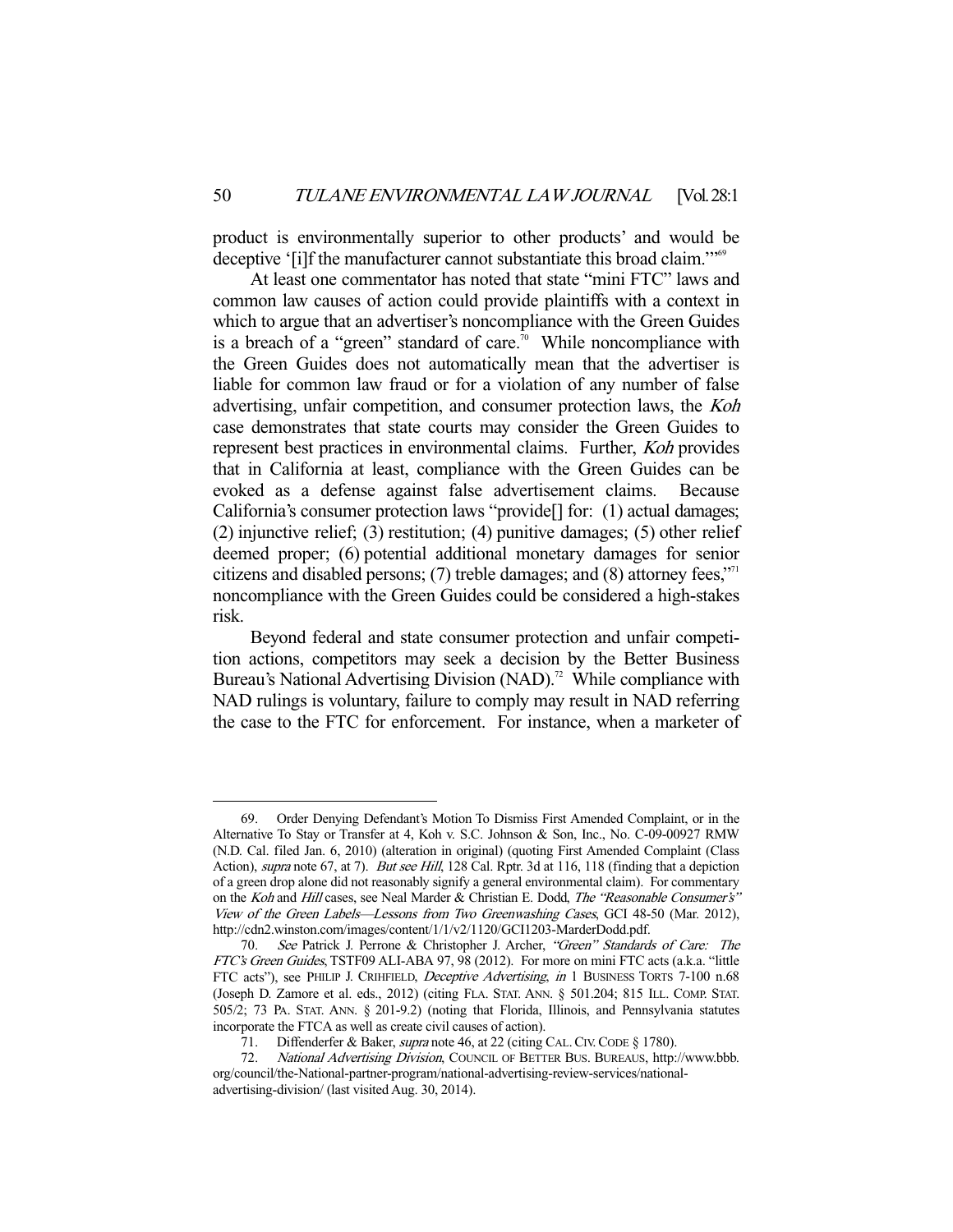product is environmentally superior to other products' and would be deceptive '[i]f the manufacturer cannot substantiate this broad claim.'"[69]

At least one commentator has noted that state "mini FTC" laws and common law causes of action could provide plaintiffs with a context in which to argue that an advertiser's noncompliance with the Green Guides is a breach of a "green" standard of care.[70] While noncompliance with the Green Guides does not automatically mean that the advertiser is liable for common law fraud or for a violation of any number of false advertising, unfair competition, and consumer protection laws, the *Koh* case demonstrates that state courts may consider the Green Guides to represent best practices in environmental claims. Further, *Koh* provides that in California at least, compliance with the Green Guides can be evoked as a defense against false advertisement claims. Because California's consumer protection laws "provide[] for: (1) actual damages; (2) injunctive relief; (3) restitution; (4) punitive damages; (5) other relief deemed proper; (6) potential additional monetary damages for senior citizens and disabled persons; (7) treble damages; and (8) attorney fees,"[71] noncompliance with the Green Guides could be considered a high-stakes risk.

Beyond federal and state consumer protection and unfair competition actions, competitors may seek a decision by the Better Business Bureau's National Advertising Division (NAD).[72] While compliance with NAD rulings is voluntary, failure to comply may result in NAD referring the case to the FTC for enforcement. For instance, when a marketer of

---

69. Order Denying Defendant's Motion To Dismiss First Amended Complaint, or in the Alternative To Stay or Transfer at 4, Koh v. S.C. Johnson & Son, Inc., No. C-09-00927 RMW (N.D. Cal. filed Jan. 6, 2010) (alteration in original) (quoting First Amended Complaint (Class Action), *supra* note 67, at 7). *But see Hill*, 128 Cal. Rptr. 3d at 116, 118 (finding that a depiction of a green drop alone did not reasonably signify a general environmental claim). For commentary on the *Koh* and *Hill* cases, see Neal Marder & Christian E. Dodd, *The "Reasonable Consumer's" View of the Green Labels—Lessons from Two Greenwashing Cases*, GCI 48-50 (Mar. 2012), http://cdn2.winston.com/images/content/1/1/v2/1120/GCI1203-MarderDodd.pdf.

70. *See* Patrick J. Perrone & Christopher J. Archer, *"Green" Standards of Care: The FTC's Green Guides*, TSTF09 ALI-ABA 97, 98 (2012). For more on mini FTC acts (a.k.a. "little FTC acts"), see PHILIP J. CRIHFIELD, *Deceptive Advertising*, *in* 1 BUSINESS TORTS 7-100 n.68 (Joseph D. Zamore et al. eds., 2012) (citing FLA. STAT. ANN. § 501.204; 815 ILL. COMP. STAT. 505/2; 73 PA. STAT. ANN. § 201-9.2) (noting that Florida, Illinois, and Pennsylvania statutes incorporate the FTCA as well as create civil causes of action).

71. Diffenderfer & Baker, *supra* note 46, at 22 (citing CAL. CIV. CODE § 1780).

72. *National Advertising Division*, COUNCIL OF BETTER BUS. BUREAUS, http://www.bbb.org/council/the-National-partner-program/national-advertising-review-services/national-advertising-division/ (last visited Aug. 30, 2014).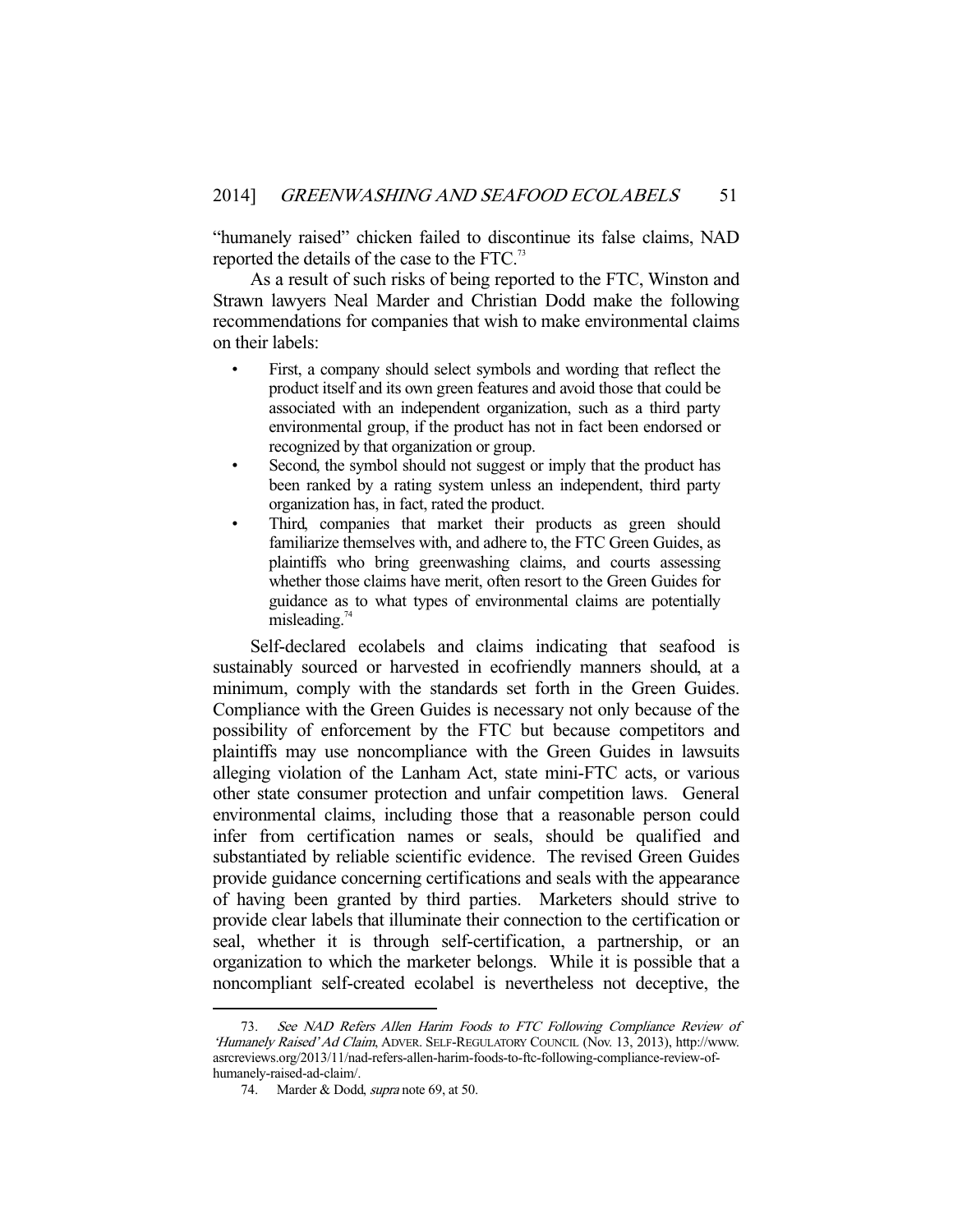"humanely raised" chicken failed to discontinue its false claims, NAD reported the details of the case to the FTC.[73]

As a result of such risks of being reported to the FTC, Winston and Strawn lawyers Neal Marder and Christian Dodd make the following recommendations for companies that wish to make environmental claims on their labels:

- First, a company should select symbols and wording that reflect the product itself and its own green features and avoid those that could be associated with an independent organization, such as a third party environmental group, if the product has not in fact been endorsed or recognized by that organization or group.
- Second, the symbol should not suggest or imply that the product has been ranked by a rating system unless an independent, third party organization has, in fact, rated the product.
- Third, companies that market their products as green should familiarize themselves with, and adhere to, the FTC Green Guides, as plaintiffs who bring greenwashing claims, and courts assessing whether those claims have merit, often resort to the Green Guides for guidance as to what types of environmental claims are potentially misleading.[74]

Self-declared ecolabels and claims indicating that seafood is sustainably sourced or harvested in ecofriendly manners should, at a minimum, comply with the standards set forth in the Green Guides. Compliance with the Green Guides is necessary not only because of the possibility of enforcement by the FTC but because competitors and plaintiffs may use noncompliance with the Green Guides in lawsuits alleging violation of the Lanham Act, state mini-FTC acts, or various other state consumer protection and unfair competition laws. General environmental claims, including those that a reasonable person could infer from certification names or seals, should be qualified and substantiated by reliable scientific evidence. The revised Green Guides provide guidance concerning certifications and seals with the appearance of having been granted by third parties. Marketers should strive to provide clear labels that illuminate their connection to the certification or seal, whether it is through self-certification, a partnership, or an organization to which the marketer belongs. While it is possible that a noncompliant self-created ecolabel is nevertheless not deceptive, the

---

73. *See NAD Refers Allen Harim Foods to FTC Following Compliance Review of 'Humanely Raised' Ad Claim*, ADVER. SELF-REGULATORY COUNCIL (Nov. 13, 2013), http://www.asrcreviews.org/2013/11/nad-refers-allen-harim-foods-to-ftc-following-compliance-review-of-humanely-raised-ad-claim/.

74. Marder & Dodd, *supra* note 69, at 50.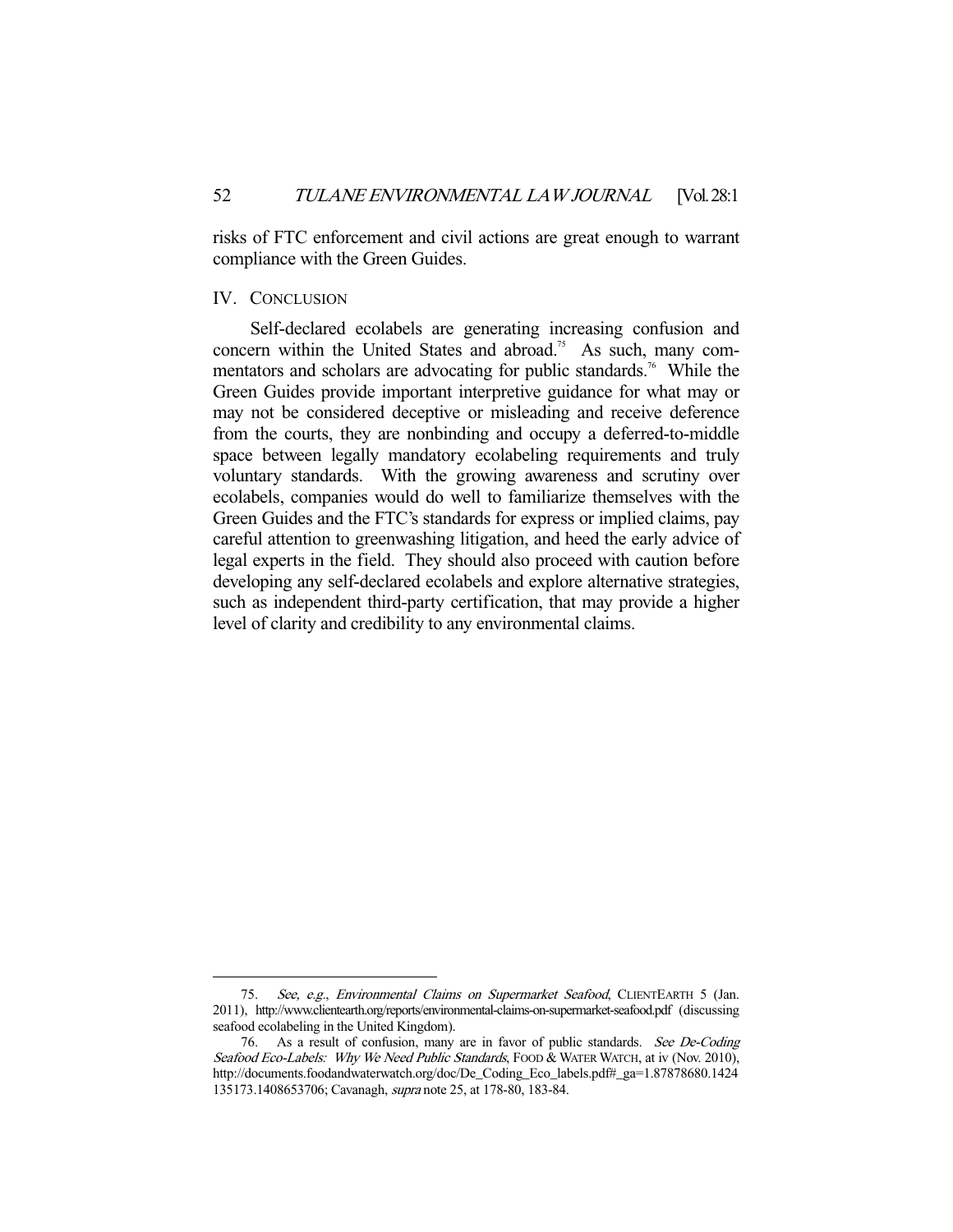risks of FTC enforcement and civil actions are great enough to warrant compliance with the Green Guides.

## IV. CONCLUSION

Self-declared ecolabels are generating increasing confusion and concern within the United States and abroad.[75] As such, many commentators and scholars are advocating for public standards.[76] While the Green Guides provide important interpretive guidance for what may or may not be considered deceptive or misleading and receive deference from the courts, they are nonbinding and occupy a deferred-to-middle space between legally mandatory ecolabeling requirements and truly voluntary standards. With the growing awareness and scrutiny over ecolabels, companies would do well to familiarize themselves with the Green Guides and the FTC's standards for express or implied claims, pay careful attention to greenwashing litigation, and heed the early advice of legal experts in the field. They should also proceed with caution before developing any self-declared ecolabels and explore alternative strategies, such as independent third-party certification, that may provide a higher level of clarity and credibility to any environmental claims.

---

75. *See, e.g.*, *Environmental Claims on Supermarket Seafood*, CLIENTEARTH 5 (Jan. 2011), http://www.clientearth.org/reports/environmental-claims-on-supermarket-seafood.pdf (discussing seafood ecolabeling in the United Kingdom).

76. As a result of confusion, many are in favor of public standards. *See De-Coding Seafood Eco-Labels: Why We Need Public Standards*, FOOD & WATER WATCH, at iv (Nov. 2010), http://documents.foodandwaterwatch.org/doc/De_Coding_Eco_labels.pdf#_ga=1.87878680.1424135173.1408653706; Cavanagh, *supra* note 25, at 178-80, 183-84.